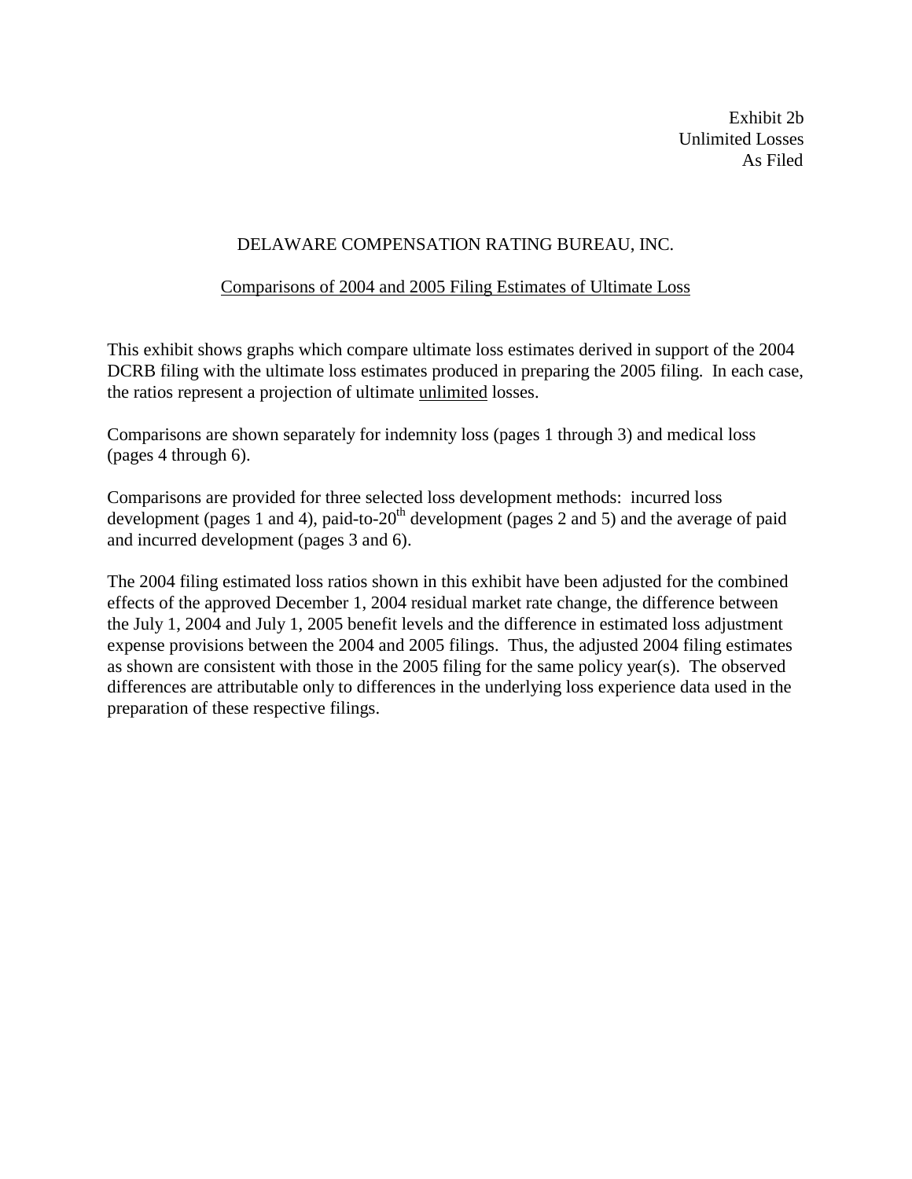Exhibit 2b
Unlimited Losses
As Filed

# DELAWARE COMPENSATION RATING BUREAU, INC.

## Comparisons of 2004 and 2005 Filing Estimates of Ultimate Loss

This exhibit shows graphs which compare ultimate loss estimates derived in support of the 2004 DCRB filing with the ultimate loss estimates produced in preparing the 2005 filing. In each case, the ratios represent a projection of ultimate unlimited losses.

Comparisons are shown separately for indemnity loss (pages 1 through 3) and medical loss (pages 4 through 6).

Comparisons are provided for three selected loss development methods: incurred loss development (pages 1 and 4), paid-to-$20^{th}$ development (pages 2 and 5) and the average of paid and incurred development (pages 3 and 6).

The 2004 filing estimated loss ratios shown in this exhibit have been adjusted for the combined effects of the approved December 1, 2004 residual market rate change, the difference between the July 1, 2004 and July 1, 2005 benefit levels and the difference in estimated loss adjustment expense provisions between the 2004 and 2005 filings. Thus, the adjusted 2004 filing estimates as shown are consistent with those in the 2005 filing for the same policy year(s). The observed differences are attributable only to differences in the underlying loss experience data used in the preparation of these respective filings.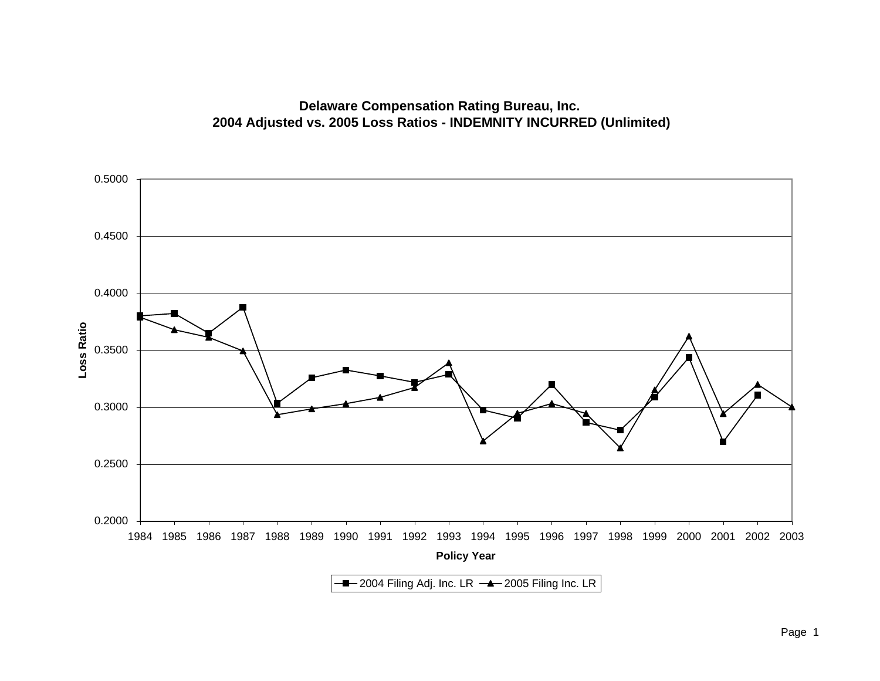**Delaware Compensation Rating Bureau, Inc.**
**2004 Adjusted vs. 2005 Loss Ratios - INDEMNITY INCURRED (Unlimited)**

Loss Ratio

0.5000
0.4500
0.4000
0.3500
0.3000
0.2500
0.2000

1984 1985 1986 1987 1988 1989 1990 1991 1992 1993 1994 1995 1996 1997 1998 1999 2000 2001 2002 2003

**Policy Year**

2004 Filing Adj. Inc. LR — 2005 Filing Inc. LR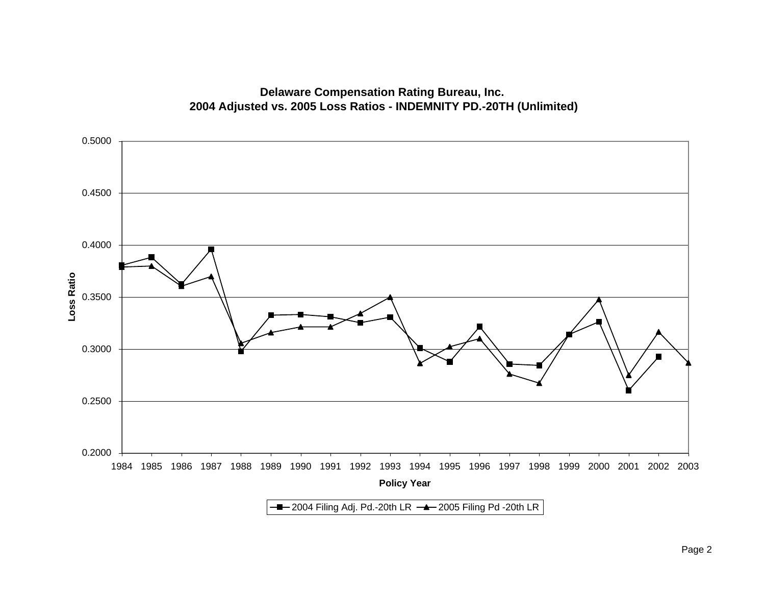**Delaware Compensation Rating Bureau, Inc.**
**2004 Adjusted vs. 2005 Loss Ratios - INDEMNITY PD.-20TH (Unlimited)**

Loss Ratio

0.5000
0.4500
0.4000
0.3500
0.3000
0.2500
0.2000

1984 1985 1986 1987 1988 1989 1990 1991 1992 1993 1994 1995 1996 1997 1998 1999 2000 2001 2002 2003

**Policy Year**

2004 Filing Adj. Pd.-20th LR
2005 Filing Pd -20th LR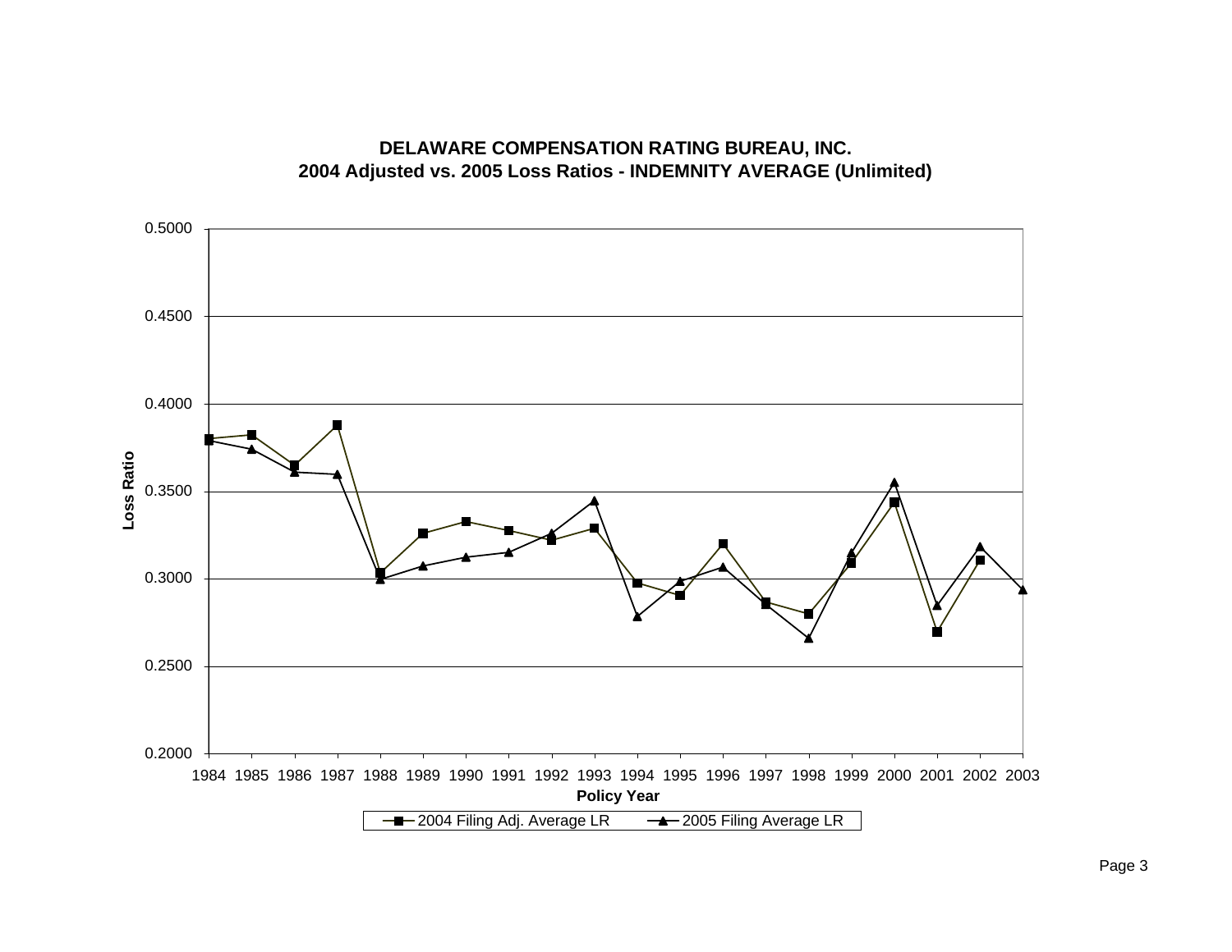**DELAWARE COMPENSATION RATING BUREAU, INC.**
**2004 Adjusted vs. 2005 Loss Ratios - INDEMNITY AVERAGE (Unlimited)**

Loss Ratio

0.5000
0.4500
0.4000
0.3500
0.3000
0.2500
0.2000

1984 1985 1986 1987 1988 1989 1990 1991 1992 1993 1994 1995 1996 1997 1998 1999 2000 2001 2002 2003

**Policy Year**

2004 Filing Adj. Average LR — 2005 Filing Average LR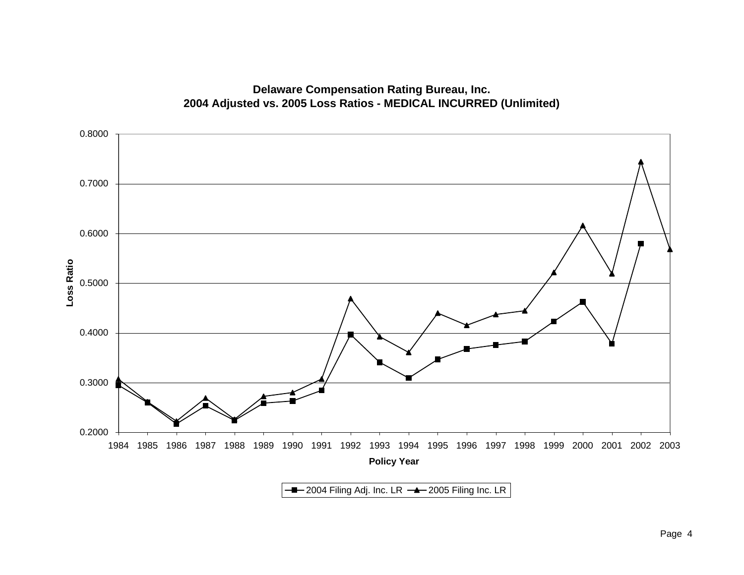**Delaware Compensation Rating Bureau, Inc.**
**2004 Adjusted vs. 2005 Loss Ratios - MEDICAL INCURRED (Unlimited)**

Loss Ratio

0.8000
0.7000
0.6000
0.5000
0.4000
0.3000
0.2000

1984 1985 1986 1987 1988 1989 1990 1991 1992 1993 1994 1995 1996 1997 1998 1999 2000 2001 2002 2003

**Policy Year**

2004 Filing Adj. Inc. LR — 2005 Filing Inc. LR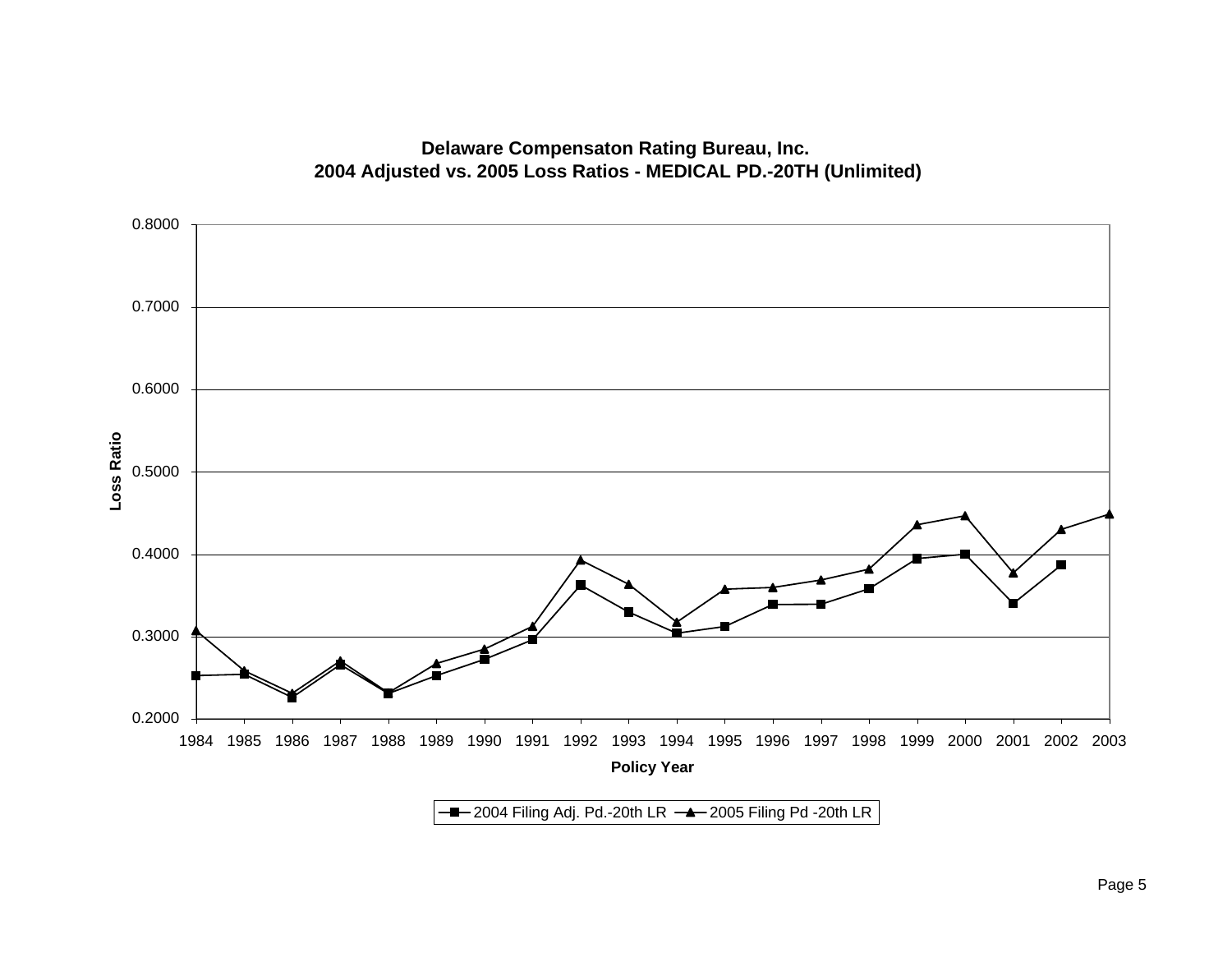**Delaware Compensaton Rating Bureau, Inc.**
**2004 Adjusted vs. 2005 Loss Ratios - MEDICAL PD.-20TH (Unlimited)**

Loss Ratio

0.8000
0.7000
0.6000
0.5000
0.4000
0.3000
0.2000

1984 1985 1986 1987 1988 1989 1990 1991 1992 1993 1994 1995 1996 1997 1998 1999 2000 2001 2002 2003

**Policy Year**

—■— 2004 Filing Adj. Pd.-20th LR —▲— 2005 Filing Pd -20th LR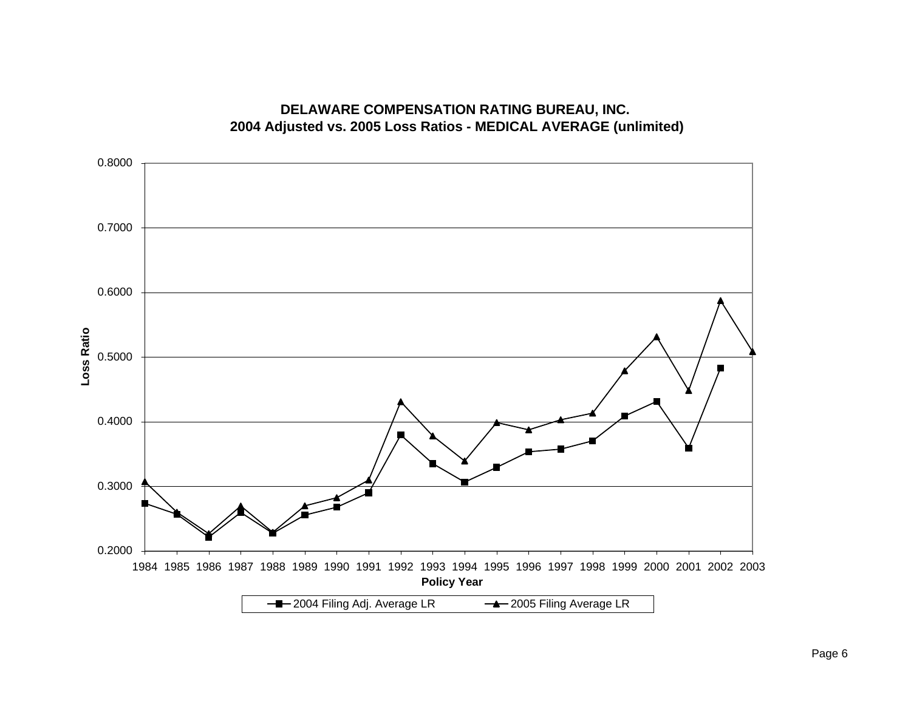**DELAWARE COMPENSATION RATING BUREAU, INC.**
**2004 Adjusted vs. 2005 Loss Ratios - MEDICAL AVERAGE (unlimited)**

Loss Ratio

0.8000
0.7000
0.6000
0.5000
0.4000
0.3000
0.2000

1984 1985 1986 1987 1988 1989 1990 1991 1992 1993 1994 1995 1996 1997 1998 1999 2000 2001 2002 2003

Policy Year

2004 Filing Adj. Average LR
2005 Filing Average LR